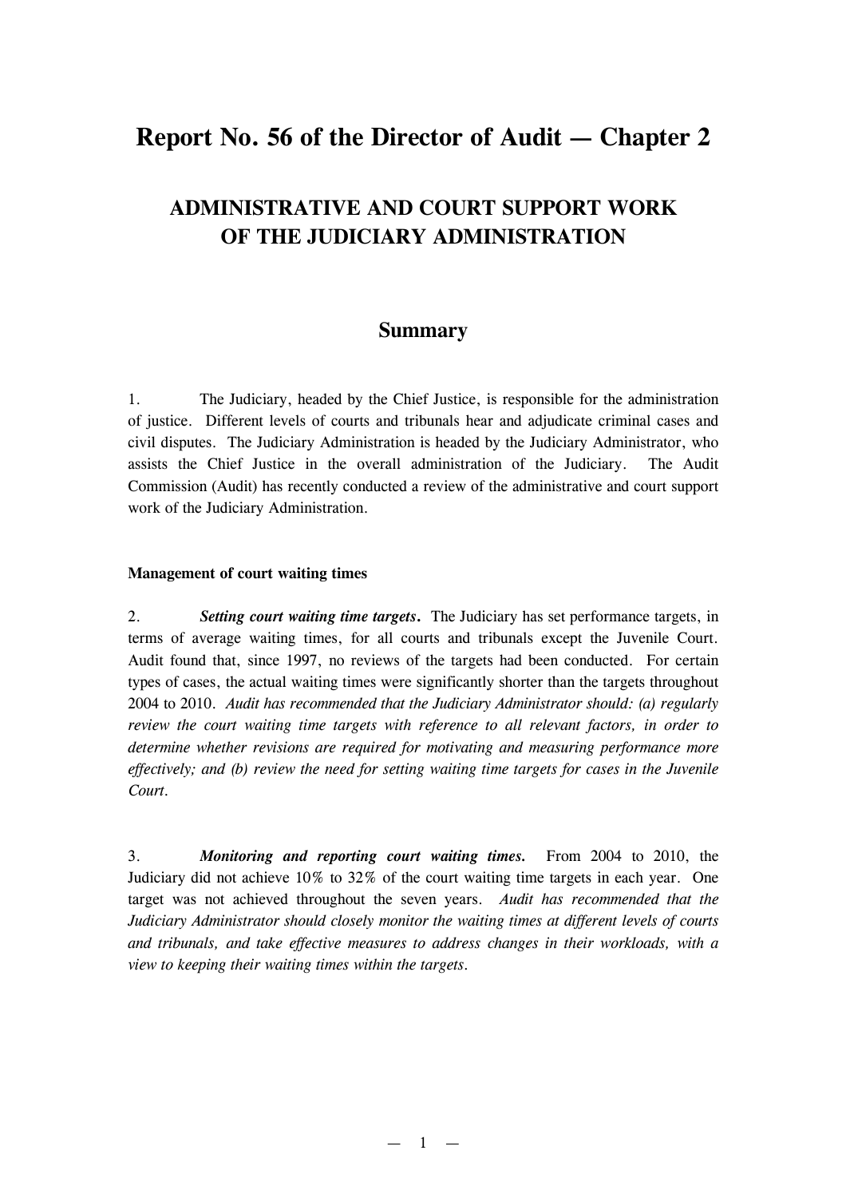# Report No. 56 of the Director of Audit — Chapter 2

## ADMINISTRATIVE AND COURT SUPPORT WORK OF THE JUDICIARY ADMINISTRATION

## Summary

1. The Judiciary, headed by the Chief Justice, is responsible for the administration of justice. Different levels of courts and tribunals hear and adjudicate criminal cases and civil disputes. The Judiciary Administration is headed by the Judiciary Administrator, who assists the Chief Justice in the overall administration of the Judiciary. The Audit Commission (Audit) has recently conducted a review of the administrative and court support work of the Judiciary Administration.

**Management of court waiting times**

2. ***Setting court waiting time targets.*** The Judiciary has set performance targets, in terms of average waiting times, for all courts and tribunals except the Juvenile Court. Audit found that, since 1997, no reviews of the targets had been conducted. For certain types of cases, the actual waiting times were significantly shorter than the targets throughout 2004 to 2010. *Audit has recommended that the Judiciary Administrator should: (a) regularly review the court waiting time targets with reference to all relevant factors, in order to determine whether revisions are required for motivating and measuring performance more effectively; and (b) review the need for setting waiting time targets for cases in the Juvenile Court.*

3. ***Monitoring and reporting court waiting times.*** From 2004 to 2010, the Judiciary did not achieve 10% to 32% of the court waiting time targets in each year. One target was not achieved throughout the seven years. *Audit has recommended that the Judiciary Administrator should closely monitor the waiting times at different levels of courts and tribunals, and take effective measures to address changes in their workloads, with a view to keeping their waiting times within the targets.*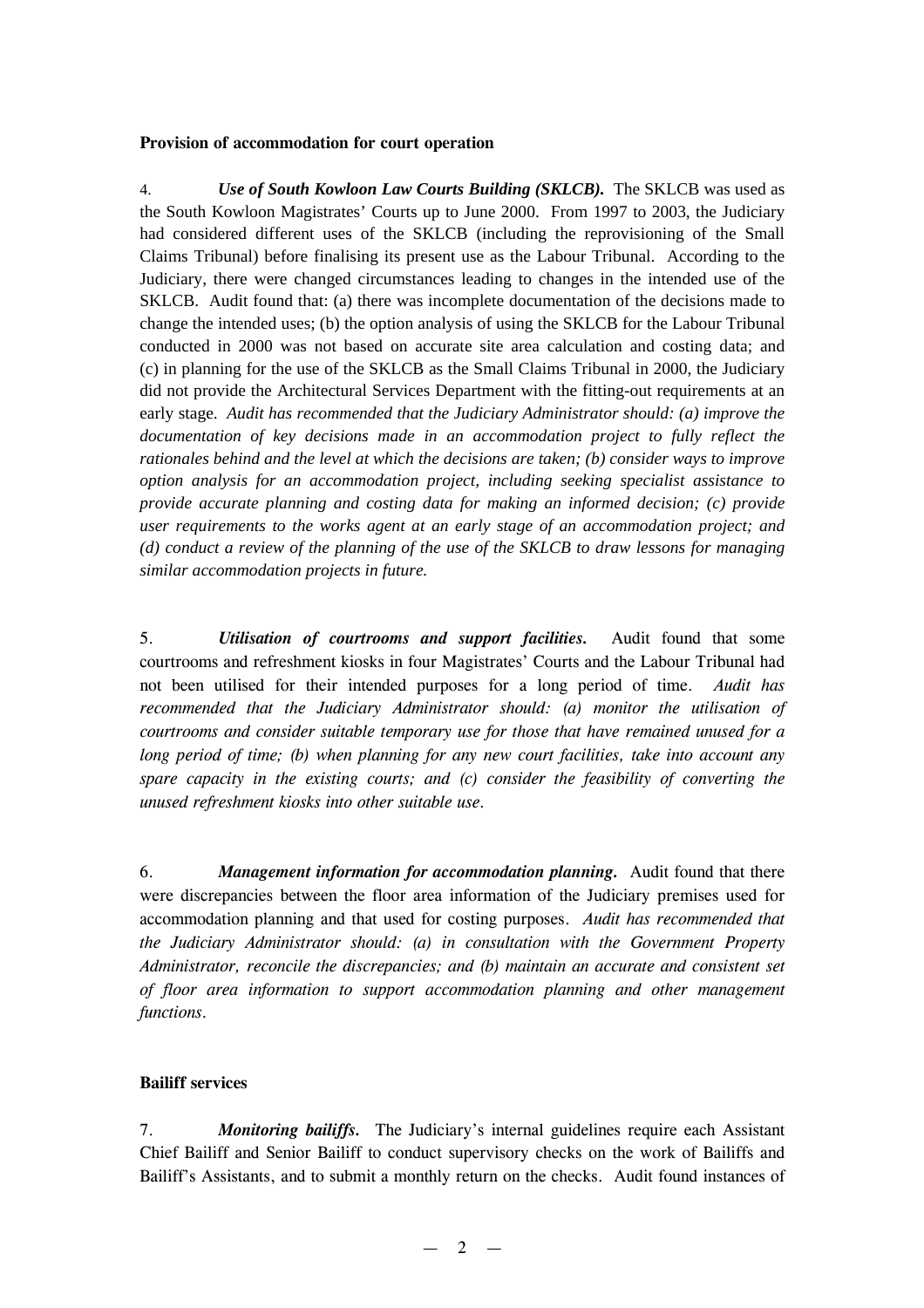**Provision of accommodation for court operation**

4. ***Use of South Kowloon Law Courts Building (SKLCB).*** The SKLCB was used as the South Kowloon Magistrates' Courts up to June 2000. From 1997 to 2003, the Judiciary had considered different uses of the SKLCB (including the reprovisioning of the Small Claims Tribunal) before finalising its present use as the Labour Tribunal. According to the Judiciary, there were changed circumstances leading to changes in the intended use of the SKLCB. Audit found that: (a) there was incomplete documentation of the decisions made to change the intended uses; (b) the option analysis of using the SKLCB for the Labour Tribunal conducted in 2000 was not based on accurate site area calculation and costing data; and (c) in planning for the use of the SKLCB as the Small Claims Tribunal in 2000, the Judiciary did not provide the Architectural Services Department with the fitting-out requirements at an early stage. *Audit has recommended that the Judiciary Administrator should: (a) improve the documentation of key decisions made in an accommodation project to fully reflect the rationales behind and the level at which the decisions are taken; (b) consider ways to improve option analysis for an accommodation project, including seeking specialist assistance to provide accurate planning and costing data for making an informed decision; (c) provide user requirements to the works agent at an early stage of an accommodation project; and (d) conduct a review of the planning of the use of the SKLCB to draw lessons for managing similar accommodation projects in future.*

5. ***Utilisation of courtrooms and support facilities.*** Audit found that some courtrooms and refreshment kiosks in four Magistrates' Courts and the Labour Tribunal had not been utilised for their intended purposes for a long period of time. *Audit has recommended that the Judiciary Administrator should: (a) monitor the utilisation of courtrooms and consider suitable temporary use for those that have remained unused for a long period of time; (b) when planning for any new court facilities, take into account any spare capacity in the existing courts; and (c) consider the feasibility of converting the unused refreshment kiosks into other suitable use.*

6. ***Management information for accommodation planning.*** Audit found that there were discrepancies between the floor area information of the Judiciary premises used for accommodation planning and that used for costing purposes. *Audit has recommended that the Judiciary Administrator should: (a) in consultation with the Government Property Administrator, reconcile the discrepancies; and (b) maintain an accurate and consistent set of floor area information to support accommodation planning and other management functions.*

**Bailiff services**

7. ***Monitoring bailiffs.*** The Judiciary's internal guidelines require each Assistant Chief Bailiff and Senior Bailiff to conduct supervisory checks on the work of Bailiffs and Bailiff's Assistants, and to submit a monthly return on the checks. Audit found instances of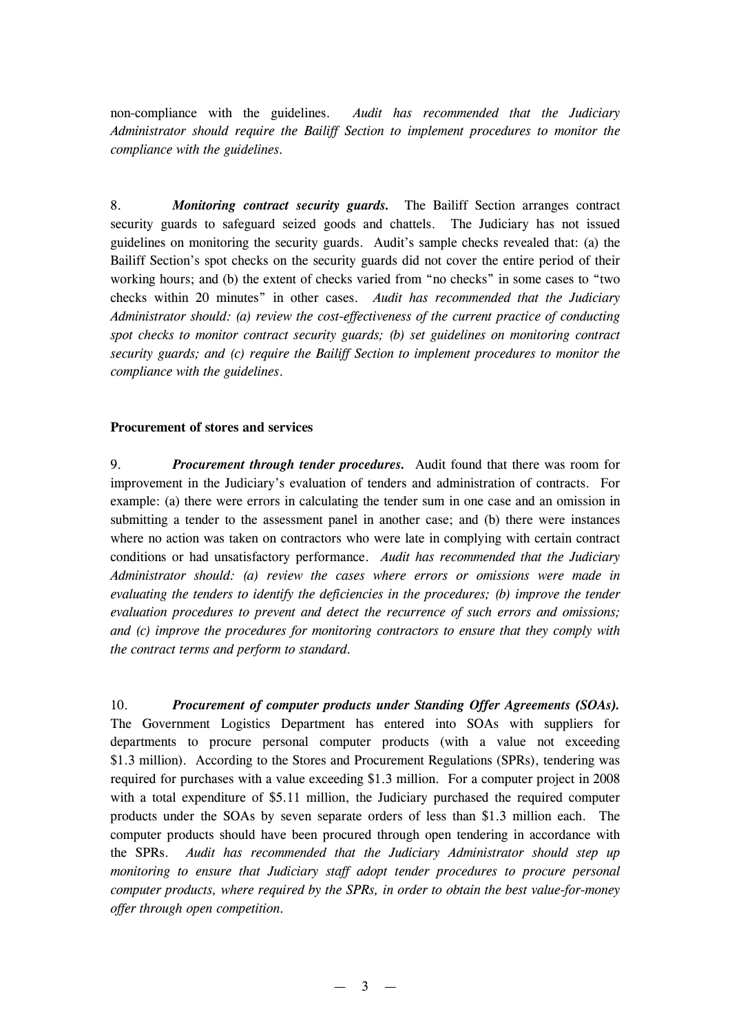non-compliance with the guidelines. *Audit has recommended that the Judiciary Administrator should require the Bailiff Section to implement procedures to monitor the compliance with the guidelines.*

8. ***Monitoring contract security guards.*** The Bailiff Section arranges contract security guards to safeguard seized goods and chattels. The Judiciary has not issued guidelines on monitoring the security guards. Audit's sample checks revealed that: (a) the Bailiff Section's spot checks on the security guards did not cover the entire period of their working hours; and (b) the extent of checks varied from "no checks" in some cases to "two checks within 20 minutes" in other cases. *Audit has recommended that the Judiciary Administrator should: (a) review the cost-effectiveness of the current practice of conducting spot checks to monitor contract security guards; (b) set guidelines on monitoring contract security guards; and (c) require the Bailiff Section to implement procedures to monitor the compliance with the guidelines.*

**Procurement of stores and services**

9. ***Procurement through tender procedures.*** Audit found that there was room for improvement in the Judiciary's evaluation of tenders and administration of contracts. For example: (a) there were errors in calculating the tender sum in one case and an omission in submitting a tender to the assessment panel in another case; and (b) there were instances where no action was taken on contractors who were late in complying with certain contract conditions or had unsatisfactory performance. *Audit has recommended that the Judiciary Administrator should: (a) review the cases where errors or omissions were made in evaluating the tenders to identify the deficiencies in the procedures; (b) improve the tender evaluation procedures to prevent and detect the recurrence of such errors and omissions; and (c) improve the procedures for monitoring contractors to ensure that they comply with the contract terms and perform to standard.*

10. ***Procurement of computer products under Standing Offer Agreements (SOAs).*** The Government Logistics Department has entered into SOAs with suppliers for departments to procure personal computer products (with a value not exceeding $1.3 million). According to the Stores and Procurement Regulations (SPRs), tendering was required for purchases with a value exceeding $1.3 million. For a computer project in 2008 with a total expenditure of $5.11 million, the Judiciary purchased the required computer products under the SOAs by seven separate orders of less than $1.3 million each. The computer products should have been procured through open tendering in accordance with the SPRs. *Audit has recommended that the Judiciary Administrator should step up monitoring to ensure that Judiciary staff adopt tender procedures to procure personal computer products, where required by the SPRs, in order to obtain the best value-for-money offer through open competition.*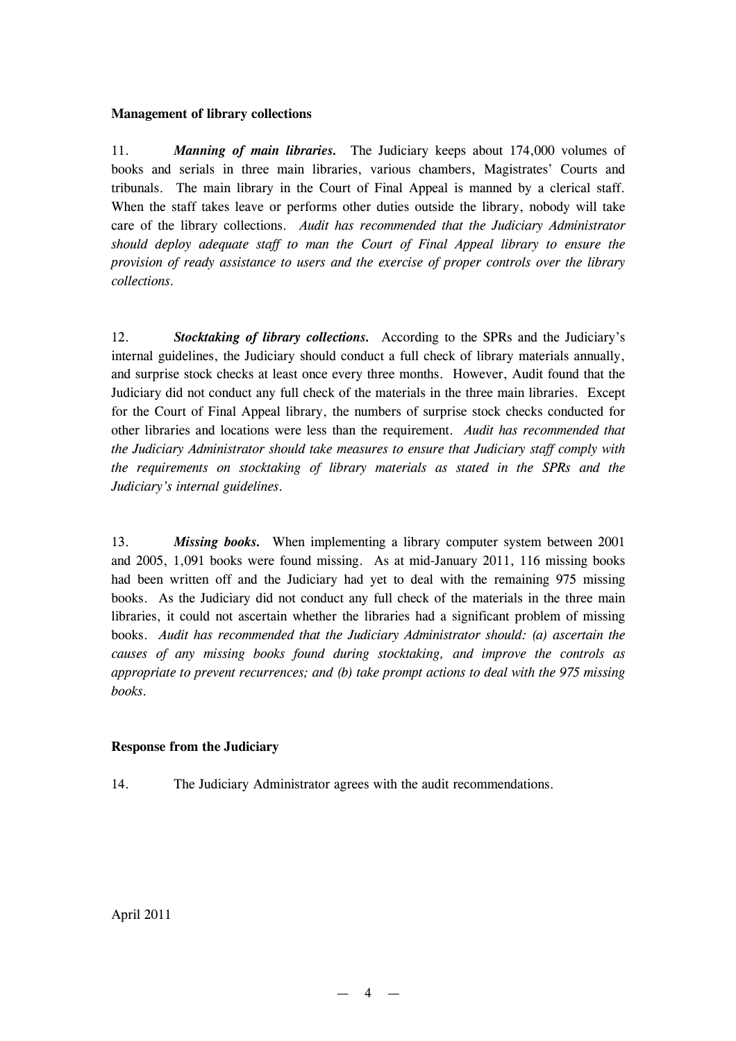**Management of library collections**

11. ***Manning of main libraries.*** The Judiciary keeps about 174,000 volumes of books and serials in three main libraries, various chambers, Magistrates' Courts and tribunals. The main library in the Court of Final Appeal is manned by a clerical staff. When the staff takes leave or performs other duties outside the library, nobody will take care of the library collections. *Audit has recommended that the Judiciary Administrator should deploy adequate staff to man the Court of Final Appeal library to ensure the provision of ready assistance to users and the exercise of proper controls over the library collections.*

12. ***Stocktaking of library collections.*** According to the SPRs and the Judiciary's internal guidelines, the Judiciary should conduct a full check of library materials annually, and surprise stock checks at least once every three months. However, Audit found that the Judiciary did not conduct any full check of the materials in the three main libraries. Except for the Court of Final Appeal library, the numbers of surprise stock checks conducted for other libraries and locations were less than the requirement. *Audit has recommended that the Judiciary Administrator should take measures to ensure that Judiciary staff comply with the requirements on stocktaking of library materials as stated in the SPRs and the Judiciary's internal guidelines.*

13. ***Missing books.*** When implementing a library computer system between 2001 and 2005, 1,091 books were found missing. As at mid-January 2011, 116 missing books had been written off and the Judiciary had yet to deal with the remaining 975 missing books. As the Judiciary did not conduct any full check of the materials in the three main libraries, it could not ascertain whether the libraries had a significant problem of missing books. *Audit has recommended that the Judiciary Administrator should: (a) ascertain the causes of any missing books found during stocktaking, and improve the controls as appropriate to prevent recurrences; and (b) take prompt actions to deal with the 975 missing books.*

**Response from the Judiciary**

14. The Judiciary Administrator agrees with the audit recommendations.

April 2011